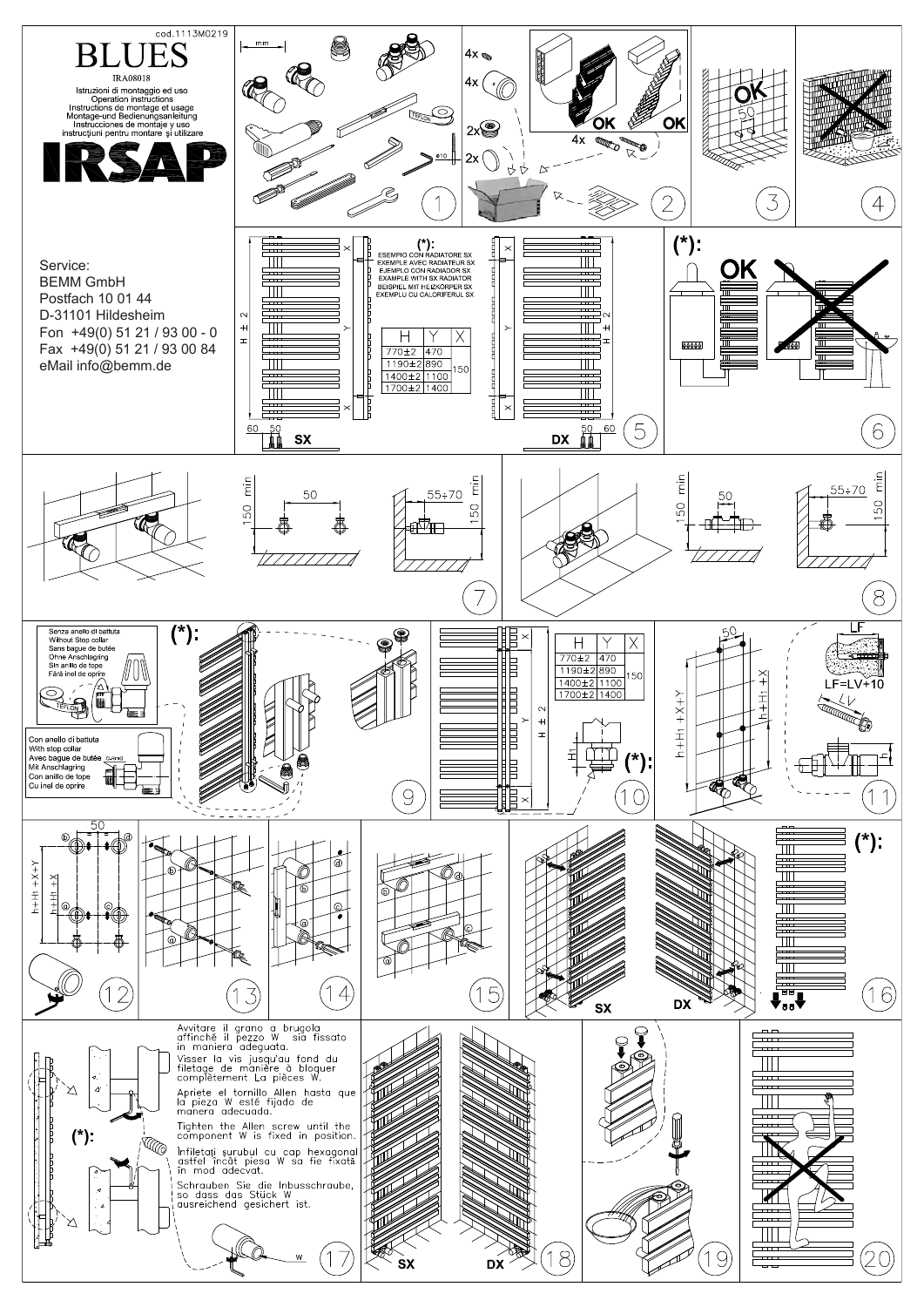cod.1113M0219

# BLUES

IRA08018

Istruzioni di montaggio ed uso
Operation instructions
Instructions de montage et usage
Montage-und Bedienungsanleitung
Instrucciones de montaje y uso
instrucţiuni pentru montare şi utilizare

# IRSAP

Service:
BEMM GmbH
Postfach 10 01 44
D-31101 Hildesheim
Fon +49(0) 51 21 / 93 00 - 0
Fax +49(0) 51 21 / 93 00 84
eMail info@bemm.de

(*):
ESEMPIO CON RADIATORE SX
EXEMPLE AVEC RADIATEUR SX
EJEMPLO CON RADIADOR SX
EXAMPLE WITH SX RADIATOR
BEISPIEL MIT HEIZKÖRPER SX
EXEMPLU CU CALORIFERUL SX

| H | Y | X |
|---|---|---|
| 770±2 | 470 | 150 |
| 1190±2 | 890 | |
| 1400±2 | 1100 | |
| 1700±2 | 1400 | |

Senza anello di battuta
Without Stop collar
Sans bague de butée
Ohne Anschlagring
Sin anillo de tope
Fără inel de oprire

Con anello di battuta
With stop collar
Avec bague de butée
Mit Anschlagring
Con anillo de tope
Cu inel de oprire

| H | Y | X |
|---|---|---|
| 770±2 | 470 | 150 |
| 1190±2 | 890 | |
| 1400±2 | 1100 | |
| 1700±2 | 1400 | |

LF=LV+10

Avvitare il grano a brugola affinché il pezzo W sia fissato in maniera adeguata.

Visser la vis jusqu'au fond du filetage de manière à bloquer complètement La pièces W.

Apriete el tornillo Allen hasta que la pieza W esté fijado de manera adecuada.

Tighten the Allen screw until the component W is fixed in position.

Înfiletaţi şurubul cu cap hexagonal astfel încât piesa W să fie fixată în mod adecvat.

Schrauben Sie die Inbusschraube, so dass das Stück W ausreichend gesichert ist.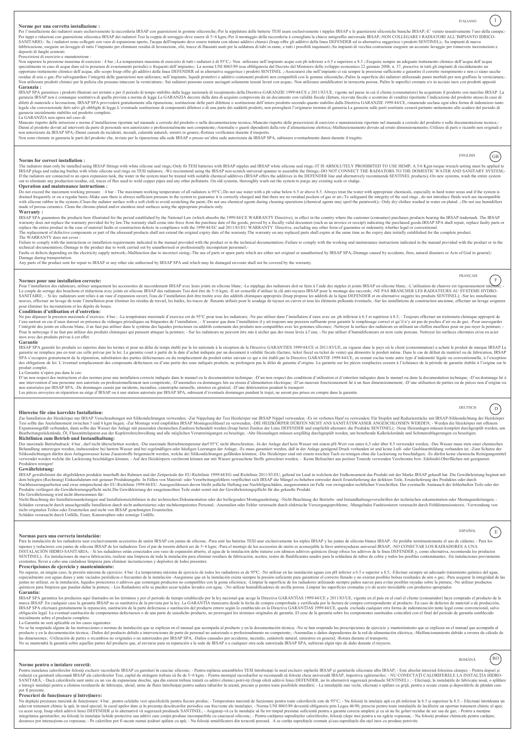ITALIANO

I

**Norme per una corretta installazione :**

Per l'installazione dei radiatori usare esclusivamente la raccorderia IRSAP con guarnizioni in gomme siliconiche;-Per la nipplatura delle batterie TESI usare esclusivamente i nipples IRSAP e le guarnizioni siliconiche bianche IRSAP;-E' vietato tassativamente l'uso della canapa;-Per tappi e riduzioni con guarnizione siliconica IRSAP dei radiatori Tesi la coppia di serraggio deve essere di 5÷6 kgm;-Per il montaggio della raccorderia è consigliata la chiave antigraffio universale IRSAP;-NON COLLEGARE I RADIATORI ALL'IMPIANTO IDRICO-SANITARIO;- Se i radiatori sono collegati con vaso di espansione aperto, l'acqua dell'impianto deve essere trattata con idonei additivi chimici (Irsap offre gli additivi della linea DEFENDER ed in alternativa suggerisce i prodotti SENTINEL);- Su impianti di nuova fabbricazione, eseguire un lavaggio di tutto l'impianto per eliminare residui di lavorazione, olii, tracce di flussanti usati per la saldatura di tubi in rame, e tutti i possibili inquinanti;-Su impianti di vecchia costruzione eseguire un accurato lavaggio per rimuovere incrostazioni e depositi di fanghi esistenti.

Prescrizioni di esercizio e manutenzione :

Non superare la pressione massima di esercizio : 4 bar ;-La temperatura massima di esercizio di tutti i radiatori è di 95°C;- Non utilizzare nell'impianto acque con ph inferiore a 6.5 e superiore a 8.5 ;-Eseguire sempre un adeguato trattamento chimico dell'acqua dell'acqua specialmente in caso di acque dure ed in presenza di svuotamenti periodici o frequenti dell'impianto;- La norma UNI 8065/89 resa obbligatoria dal Decreto del Ministero dello sviluppo economico 22 gennaio 2008, n. 37, prescrive in tutti gli impianti di riscaldamento un opportuno trattamento chimico dell'acqua; allo scopo Irsap offre gli additivi della linea DEFENDER ed in alternativa suggerisce i prodotti SENTINEL .-Assicurarsi che nell'impianto ci sia sempre la pressione sufficiente a garantire il corretto riempimento e non ci siano sacche residue di aria o gas;-Per salvaguardare l'integrità delle guarnizioni non utilizzare, nell'impianto, liquidi protettivi o additivi contenenti prodotti non compatibili con le gomme siliconiche;-Pulire la superficie dei radiatori utilizzando panni morbidi per non graffiare la verniciatura;-Non utilizzare prodotti chimici per la pulizia che possano intaccare la verniciatura;- Sui radiatori possono essere asciugati solamente tessuti lavati con acqua;- Non utilizzare umidificatori in terracotta porosa. Pulire le superfici cromate e/o in acciaio inox con prodotti appositi

**Garanzia :**

IRSAP SPA garantisce i prodotti illustrati nei termini e per il periodo di tempo stabilito dalla legge nazionale di recepimento della Direttiva GARANZIE 1999/44/CE e 2011/83/UE, vigente nel paese in cui il cliente (consumatore) ha acquistato il prodotto con marchio IRSAP. La garanzia IRSAP non è comunque sostitutiva di quella prevista a norma di legge.La GARANZIA decorre dalla data di acquisto comprovata da un documento con validità fiscale (fattura, ricevuta fiscale o scontrino di vendita) riportante l'indicazione del prodotto stesso.In caso di difetti di materiale o lavorazione, IRSAP SPA provvederà gratuitamente alla riparazione, sostituzione delle parti difettose o sostituzione dell'intero prodotto secondo quanto stabilito dalla Direttiva GARANZIE 1999/44/CE, rimanendo esclusa ogni altra forma di indennizzo tanto legale che convenzionale fatti salvi gli obblighi di legge.L'eventuale sostituzione di componenti difettosi o di una parte dei suddetti prodotti, non prorogherà l'originario termine di garanzia.La garanzia sulle parti sostituite cesserà pertanto unitamente allo scadere del periodo di garanzia inizialmente stabilito sul prodotto completo.

La GARANZIA non opera nel caso di:

Mancato rispetto delle istruzioni e norme d'installazione riportate nel manuale a corredo del prodotto o nella documentazione tecnica;-Mancato rispetto delle prescrizioni di esercizio e manutenzione riportate nel manuale a corredo del prodotto e sulla documentazione tecnica;-Danni al prodotto dovuti ad interventi da parte di personale non autorizzato o professionalmente non competente;-Anomalie o guasti dipendenti dalla rete d'alimentazione elettrica;-Malfunzionamento dovuto ad errato dimensionamento;-Utilizzo di parti o ricambi non originali o non autorizzate da IRSAP SPA;-Danni causati da incidenti, incendi, calamità naturali, sinistri in genere;-Rottura verificatasi durante il trasporto.

Non sono ritenute in garanzia le parti del prodotto che, inviato per la riparazione alla sede IRSAP o presso un'altra sede autorizzata da IRSAP SPA, subissero eventualmente danni durante il tragitto.

ENGLISH

GB

**Norms for correct installation :**

The radiators must only be installed using IRSAP fittings with white silicone seal rings;-Only fit TESI batteries with IRSAP nipples and IRSAP white silicone seal rings;-IT IS ABSOLUTELY PROHIBITED TO USE HEMP; A 5/6 Kgm torque wrench setting must be applied to IRSAP plugs and reducing bushes with white silicone seal rings on TESI radiators; -We recommend using the IRSAP non-scratch universal spanner to assemble the fittings;-DO NOT CONNECT THE RADIATORS TO THE DOMESTIC WATER AND SANITARY SYSTEM;-If the radiators are connected to an open expansion tank, the water in the system must be treated with suitable chemical additives (IRSAP offers the additives in the DEFENDER line and alternatively recommends SENTINEL products);-On new systems, wash the entire system out to eliminate any production residue, oil, traces of flux used to weld copper pipes and any other pollutants. On old systems, thoroughly wash out the system to purge any existing scale or sludge.

**Operation and maintenance instructions :**

Do not exceed the maximum working pressure : 4 bar - The maximum working temperature of all radiators is 95°C;-Do not use water with a ph value below 6.5 or above 8.5. Always treat the water with appropriate chemicals, especially in hard water areas and if the system is drained frequently or on a regular basis;-Make sure there is always sufficient pressure in the system to guarantee it is correctly charged and that there are no residual pockets of gas or air;-To safeguard the integrity of the seal rings , do not introduce fluids wich are incompatible with silicone rubber in the system;-Clean the radiator surface with a soft cloth to avoid scratching the paint;-Do not use chemical agents during cleaning operations (chemical agents may spoil the paintwork);- Only dry clothes washed in water on the radiators. ;-Do not use humidifiers made of porous ceramics. Clean the chrome-plated and/or stainless steel surfaces using the appropriate products only.

**Warranty :**

IRSAP SPA guarantees the products here illustrated for the period established by the National Law (which absorbs the 1999/44/CE WARRANTY Directive), in effect in the country where the customer (consumer) purchases products bearing the IRSAP trademark. The IRSAP warranty does not replace the warranty provided for by law.The warranty shall come into force from the purchase date of the goods, proved by a fiscally valid document (such as an invoice or receipt) indicating the purchased goods.IRSAP SPA shall repair, replace faulty parts or replace the entire product in the case of material faults or construction defects in compliance with the 1999/44/EC and 2011/83/EU WARRANTY Directive, excluding any other form of guarantee or indemnity whether legal or conventional.

The replacement of defective components or part of the aforesaid products shall not extend the original expiry date of the warranty.The warranty on any replaced parts shall expire at the same time as the expiry date initially established for the complete product.

The WARRANTY does not cover :

Failure to comply with the instructions or installation requirements indicated in the manual provided with the product or in the technical documentation;-Failure to comply with the working and maintenance instructions indicated in the manual provided with the product or in the technical documentation;-Damage to the product due to work carried out by unauthorised or professionally incompetent personnel;-

Faults or defects depending on the electricity supply network;-Malfunction due to incorrect sizing;-The use of parts or spare parts which are either not original or unauthorised by IRSAP SPA;-Damage caused by accidents, fires, natural disasters or Acts of God in general;-Damage during transportation.

Any parts of the product sent for repair to IRSAP or any other site authorised by IRSAP SPA and which may be damaged en-route shall not be covered by the warranty.

FRANÇAIS

F

**Normes pour une installation correcte:**

Pour l'installation des radiateurs, utiliser uniquement les accessoires de raccordement IRSAP avec leurs joints en silicone blanc; -Le nipplage des radiateurs doit se faire à l'aide des nipples et joints IRSAP en silicone blanc; -L'utilisation de chanvre est rigoureusement interdite; -Le couple de serrage des bouchons et réductions avec joints en silicone IRSAP des radiateurs Tesi doit être de 5÷6 kgm; -Il est conseillé d'utiliser la clé anti-rayures IRSAP pour le montage des raccords; -NE PAS BRANCHER LES RADIATEURS AU SYSTEME HYDRO-SANITAIRE; - Si les radiateurs sont reliés à un vase d'expansion ouvert, l'eau de l'installation doit être traitée avec des additifs chimiques appropriés (Irsap propose les additifs de la ligne DEFENDER et en alternative suggère les produits SENTINEL); -Sur les installations neuves, effectuer un lavage de toute l'installation pour éliminer les résidus de travail, les huiles, les traces de fluxants utilisés pour le soudage de tuyaux en cuivre et tous les éléments polluants éventuels; -Sur les installations de construction ancienne, effectuer un lavage soigneux pour éliminer les incrustations et les dépôts de boues.

**Conditions d'utilisation et d'entretien:**

Ne pas dépasser la pression maximale d'exercice: 4 bar ; -La température maximale d'exercice est de 95°C pour tous les radiateurs; -Ne pas utiliser dans l'installation d'eaux avec un ph inférieur à 6.5 et supérieur à 8.5; - Toujours effectuer un traitemetn chimique approprié de l'eau surtout en cas d'eaux dureset en présence de vidanges périodiques ou fréquentes de l'installation ; - S'assurer que dans l'installation il y ait toujours une pression suffisante pour garantir le remplissage correct et qu'il n'y ait pas de poches d'air ou de gaz; -Pour sauvegarder l'intégrité des joints en silicone blanc, il ne faut pas utiliser dans le système des liquides protecteurs ou additifs contenants des produits non compatibles avec les gommes silicones; -Nettoyer la surface des radiateurs en utilisant un chiffon moelleux pour ne pas rayer la peinture; -Pour le nettoyage il ne faut pas utiliser des produits chimiques qui puissent attaquer la peinture; - Sur les radiateurs ne peuvent être mis à sécher que des tissus lavés à l'eau; -.Ne pas utiliser d'humidificateurs en terre cuite poreuse. Nettoyer les surfaces chromées et/ou en acier inox avec des produits prévus à cet effet.

**Garantie**

IRSAP SPA garantit les produits ici raportes dans les termes et pour un délai de temps établi par la loi nationale à la réception de la Directive GARANTIES 1999/44/CE et 2011/83/UE, en vigueur dans le pays où le client (consommateur) a acheté le produit de marque IRSAP.La garantie ne remplace pas en tout cas celle prévue par la loi. La garantie court à partir de la date d'achat indiquée par un document à validité fiscale (facture, ticket fiscal ou ticket de vente) qui démontre le produit même. Dans le cas de défaut de matériel ou de fabrication, IRSAP SPA s'occupera gratuitement de la réparation, substitution des parties défectueuses ou du remplacement du produit entier suivant ce qui a été établi par la Directive GARANTIES 1999/44/CE, en restant exclus toute autre type d'indemnité légale ou conventionnelle, à l'exception des obligations de loi. L'éventuel remplacement des composants défectueux ou d'une partie des sous indiqués produits, ne prolongera pas le délai de garantie d'origine. La garantie sur les pièces remplacées cessera à l'échéance de la période de garantie établie à l'origine sur le produit complet.

La Garantie n'opère pas dans le cas:

D'un non respect des instructions et des normes pour une installation correcte indiquées dans le manuel ou la documentation technique; -D'un non respect des conditions d'utilisation et d'entretien indiquées dans le manuel ou dans la documentation technique; -D'un dommage lié à une intervention d'une personne non autorisée ou professionnellement non compétente; -D'anomalies ou dommages liés au réseau d'alimentation électrique; -D'un mauvais fonctionnement lié à un faux dimensionnement; -D'une utilisation de parties ou de pièces non d'origine ou non autorisées par IRSAP SPA; -De dommages causés par incidents, incendies, catastrophe naturelle, sinistres en général; -D'une détérioration pendant le transport .

Les pièces envoyées en réparation au siège d'IRSAP ou à une station autorisée par IRSAP SPA, subissant d'éventuels dommages pendant le trajet, ne seront pas prises en compte dans la garantie.

DEUTSCH

D

**Hinweise für eine korrekte Installation:**

Zur Installation der Heizkörper nur IRSAP Verschraubungen mit Silikondichtungen verwenden; -Zur Nippelung der Tesi Heizkörper nur IRSAP Nippel verwenden; -Es ist verboten Hanf zu verwenden; Für Stopfen und Reduzierstücke mit IRSAP-Silikondichtung der Heizkörper Tesi sollte das Anziehmoment zwischen 5 und 6 kgm liegen; -Zur Montage wird empfohlen IRSAP Montageschlüssel zu verwenden; -DIE HEIZKÖRPER DÜRFEN NICHT ANS SANITÄTSWASSER ANGESCHLOSSEN WERDEN; - Werden die Heizkörper mit offenem Expansionsgefäß verbunden, dann sollte das Wasser der Anlage mit passenden chemischen Zusätzen behandelt werden (Irsap bietet Zusätze der Linie DEFENDER und empfiehlt alternativ die Produkte SENTINEL); -Neue Heizanlagen müssen komplett durchgespült werden, um Bearbeitungsrückstände, Öl, Flussmittelspuren aus der Kupferrohrschweißung und alle möglichen Verunreinigungen zu beseitigen; -Alte Heizanlagen müssen sorgfältig durchgespült werden, um bestehende Kalkrückstände und Schmutzablagerungen zu beseitigen.

**Richtlinien zum Betrieb und Instandhaltung:**

Der maximale Betriebsdruck: 4 bar , darf nicht überschritten werden; -Die maximale Betriebstemperatur darf 95°C nicht überschreiten; -In der Anlage darf kein Wasser mit einem pH-Wert von unter 6,5 oder über 8,5 verwendet werden; -Das Wasser muss stets einer chemischen Behandlung unterzogen werden, insbesondere bei hartem Wasser und bei regelmäßigen oder häufigen Leerungen der Anlage; -Es muss garantiert werden, daß in der Anlage genügend Druck vorhanden ist und keine Luft- oder Gasblasenbildung vorhanden ist; -Zum Schutze der Silikondichtungen dürfen dem Anlagenwasser keine Zusatzstoffe beigemischt werden, welche die Silikondichtungen gefährden könnten; -Die Heizkörper sind mit einem weichen Tuch zu reinigen ohne die Lackierung zu beschädigen; -Es dürfen keine chemische Reinigungsmittel verwendet werden welche die Lackierung beschädigen können; - Auf den Heizkörpern verchromt können nur mit Wasser gewaschene Stoffe getrocknet werden; - Keine Befeuchter aus poröser Tonerde verwenden Verchromte bzw. Edelstahl-Oberflächen mit geeigneten Produkten reinigen!

**Gewährleistung:**

IRSAP gewährleistet die abgebildeten produkte innerhalb des Rahmen und der Zeitperiode der EU-Richtlinie 1999/44/EG und Richtlinie 2011/83/EU, geltend im Land in welchem der Endkonsument das Produkt mit der Marke IRSAP gekauft hat. Die Gewährleistung beginnt mit dem belegten (Rechnung) Einkaufsdatum mit genauer Produktangabe. In Fällen von Material- oder Verarbeitungsfehlern verpflichtet sich IRSAP die Mängel zu beheben entweder durch Ersatzlieferung der defekten Teile, Ersatzlieferung des Produktes oder durch Nachbesserungsarbeiten und zwar entsprechend der EU-Richtlinie 1999/44/EU. Ausgeschlossen davon bleibt jedliche Haftung aus Nachfolgeschäden, ausgenommen im Falle von zwingenden rechtlichen Vorschriften. Der eventuelle Austausch der fehlerhaften Teile oder der Produkte verlängert die Gewährleistungspflicht nicht.Die Gewährleistung der ausgetauschten Teile endet somit mit der Gewährleistungspflicht für das gekaufte Produkt

Die Gewährleistung wird nicht übernommen für:

Nicht-Beachtung der Installationsanleitungen und Installationsrichtlinien in der technischen Dokumentation oder der beiliegenden Montageanleitung; -Nicht-Beachtung der Betriebs- und Instandhaltungsvorschriften der technischen sokumentation oder Montageanleitungen; -Schäden verursacht durch unsachgemäße Installation durch nicht authorisiertes oder nichtkompetentes Personal; -Anomalien oder Fehler verursacht durch elektrische Versorgungsprobleme; -Mangelndes Funktionieren verursacht durch Fehldimensionieren; -Verwendung von nicht originalen Teilen oder Ersatzteilen und nicht von IRSAP genehmigten Ersatzteilen.

Schäden verursacht durch Unfälle, Feuer, Katastrophen oder sonstige Unfälle.

ESPAÑOL

E

**Normas para una correcta instalación:**

Para la instalación de los radiadores usar exclusivamente accesorios de unión IRSAP con juntas de silicona; -Para unir las baterías TESI usar exclusivamente los niples IRSAP y las juntas de silicona blanca IRSAP; -Se prohíbe terminantemente el uso de cáñamo; - Para los tapones y reductores con juntas de silicona IRSAP de los radiadores Tesi el par de torsión deberá ser de 5÷6 kgm; -Para el montaje de los accesorios de unión es aconsejable la llave antirrayaduras universal IRSAP; -NO CONECTAR LOS RADIADORES A UNA INSTALACIÓN HIDRO-SANITARIA; - Si los radiadores están conectados con vaso de expansión abierto, el agua de la instalación debe tratarse con idóneos aditivos químicos (Irsap ofrece los aditivos de la línea DEFENDER y, como alternativa, recomienda los productos SENTINEL); -En las instalaciones de nueva fabricación, realizar una limpieza de toda la instalación para eliminar residuos de fabricación, aceites, restos de fluidificantes usados para la soldadura de tubos de cobre y todos los posibles contaminantes; -En instalaciones previamente existentes, llevar a cabo una cuidadosa limpieza para eliminar incrustaciones y depósitos de lodos presentes.

**Prescripciones de ejercicio y mantenimiento:**

No superar, en ningún caso, la presión máxima de ejercicio: 4 bar -La temperatura máxima de ejercicio de todos los radiadores es de 95ºC; -No utilizar en las instalación aguas con pH inferior a 6.5 o superior a 8.5; -Efectuar siempre un adecuado tratamiento químico del agua, especialmente con aguas duras y ante vaciados periódicos o frecuentes de la instalación -Asegurarse que en la instalación exista siempre la presión suficiente para garantizar el correcto llenado y no existan posibles bolsas residuales de aire o gas; -Para asegurar la integridad de las juntas no utilizar, en la instalación, líquidos protectores o aditivos que contengan productos no compatibles con la goma silicónica; -Limpiar la superficie de los radiadores utilizando siempre paños suaves para evitar posibles rayadas sobre la pintura; -No utilizar productos químicos para limpieza que puedan dañar la pintura; - Los Radiadores sólo se pueden secar tejidos lavados con agua; -. No utilizar humidificadores de arcilla porosa. Limpiar las superficies cromadas y/o de acero inoxidable con productos apropiados

**Garantía:**

IRSAP SPA garantiza los productos aquí ilustrados en los términos y por el periodo de tiempo establecido por la ley nacional que acoge la Directiva GARANTÍAS 1999/44/CE y 2011/83/UE, vigente en el país en el cual el cliente (consumidor) haya comprado el producto de la marca IRSAP. En cualquier caso la garantía IRSAP no es sustitutiva de la prevista por la ley. La GARANTÍA transcurre desde la fecha de compra comprobada y certificada por la factura de compra correspondiente al producto. En caso de defectos de material o de producción, IRSAP SPA efectuará gratuitamente la reparación, sustitución de la parte defectuosa o sustitución del producto entero según lo establecido en la Directiva GARANTÍAS 1999/44/CE, queda excluida cualquier otra forma de indemnización tanto legal como convencional, salvo obligación legal. La eventual sustitución de componentes defectuosos o de una parte de susodicho producto, no prorrogará los términos originales de garantía. El cese de la garantía sobre los componentes sustituidos coincidirá con el final del periodo de garantía establecido inicialmente sobre el producto completo.

La Garantía no será aplicable en los casos siguientes:

No se ha respetado alguna de las instrucciones o normas de instalación que se explican en el manual que acompaña al producto y en la documentación técnica; -No se han respetado las prescripciones de ejercicio y mantenimiento que se explican en el manual que acompaña al producto y en la documentación técnica; -Daños del producto debido a intervenciones de parte de personal no autorizado o profesionalmente no competente; -Anomalías o daños dependientes de la red de alimentación eléctrica; -Malfuncionamiento debido a errores de cálculo de las dimensiones; -Utilización de partes o recambios no originales o no autorizados por IRSAP SPA; -Daños causados por accidente, incendio, catástrofe natural, siniestros en general; -Rotura durante el transporte;

No se mantendrá la garantía sobre aquellas partes del producto que, al enviarse para su reparación a la sede de IRSAP o a cualquier otra sede autorizada IRSAP SPA, sufrieran algún tipo de daño durante el trayecto.

ROMÂNĂ

RO

**Norme pentru o instalare corectă:**

Pentru instalarea caloriferelor folosiţi exclusiv racordurile IRSAP cu garnituri în cauciuc siliconic; - Pentru niplarea ansamblelor TESI întrebuinţaţi în mod exclusiv niplurile IRSAP şi garniturile siliconate albe IRSAP; - Este absolut interzisă folosirea cânepei; - Pentru dopuri şi reducţii cu garnitură siliconată IRSAP ale caloriferelor Tesi, cuplul de strângere trebuie să fie de 5÷6 kgm; - Pentru montajul racordurilor se recomandă să folosiţi cheia universală IRSAP, împotriva zgârieturilor; - NU CONECTAŢI CALORIFERELE LA INSTALŢIA HIDRO-SANITARĂ; - Dacă caloriferele sunt unite cu un vas de expansiune deschis, apa din sistem trebuie tratată cu aditivi chimici potriviţi (Irsap oferă aditivii liniei DEFENDER, iar în alternativă sugerează produsele SENTINEL) ; - Efectuaţi, la instalaţiile de fabricaţie nouă, o spălare a întregii instalaţii pentru a elimina reziduurile de fabricaţie, uleiul, urme de fluzi întrebuinţaţi pentru sudura tuburilor în aramă, precum şi pentru toate posibilele murdării; - La instalaţiile mai vechi, efectuaţi o spălare cu grijă, pentru a scoate crusta şi depozitările de pământ care pot fi prezente.

**Prescrieri de funcţionare şi întreţinere:**

Nu depăşiţi presiunea maximă de funcţionare: 4 bar , pentru celelalte vezi specificările pentru fiecare produs; - Temperatura maximă de funcţionare pentru toate caloriferele este de 95°C; - Nu folosiţi în instalaţie apă cu ph inferior la 6.5 şi superior la 8.5; - Efectuaţi întotdeauna un adecvat tratament chimic la apă, în mod special, în cazul apelor dure şi în prezenţa descărcarilor periodice sau frecvente ale instalaţiei; - Norma UNI 8065/89 devenită obligatorie prin Legea 46/90, prescrie pentru toate instalaţiile de încălzire un oportun tratament chimic al apei; cu acest scop, Irsap oferă aditivii liniei DEFENDER şi în alternativă vă sugerează produsele SANTINEL; - Asiguraţi-vă ca în instalaţie să fie tot timpul presiune suficientă pentru a garanta corecta umplere şi ca să nu fie goluri reziduе de aer sau de gaz; - Pentru a menţine integritatea garniturilor, nu folosiţi în instalaţie lichide protective sau aditivi care conţin produse incompatibile cu cauciucul siliconic; - Pentru curăţarea suprafeţelor caloriferelor, folosiţi cârpe moi pentru a nu zgâria vopseaua; - Nu folosiţi produse chimicale pentru curăţare, deoarece pot interacţiona cu vopseaua; - Pe calorifere pot fi uscate numai ţesături spălate cu apă; - Nu folosiţi umidificatori din teracotă poroasă. A se curăţa suprafeţele cromate şi/sau suprafeţele din oţel inox cu produse potrivite